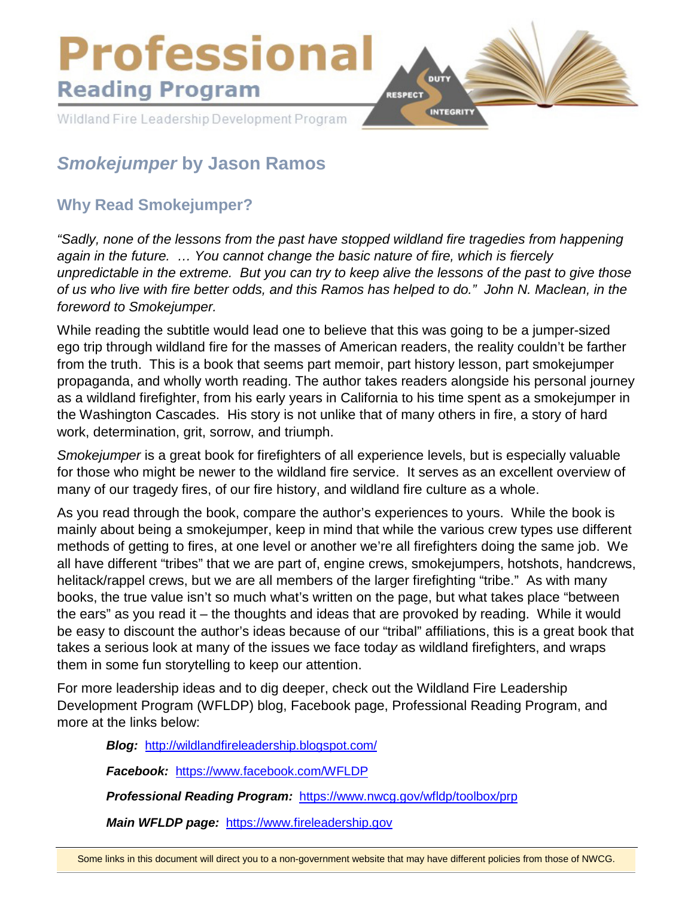# Professional

## Reading Program

Wildland Fire Leadership Development Program

DUTY RESPECT INTEGRITY

## *Smokejumper* by Jason Ramos

### Why Read Smokejumper?

*"Sadly, none of the lessons from the past have stopped wildland fire tragedies from happening again in the future. … You cannot change the basic nature of fire, which is fiercely unpredictable in the extreme. But you can try to keep alive the lessons of the past to give those of us who live with fire better odds, and this Ramos has helped to do." John N. Maclean, in the foreword to Smokejumper.*

While reading the subtitle would lead one to believe that this was going to be a jumper-sized ego trip through wildland fire for the masses of American readers, the reality couldn't be farther from the truth. This is a book that seems part memoir, part history lesson, part smokejumper propaganda, and wholly worth reading. The author takes readers alongside his personal journey as a wildland firefighter, from his early years in California to his time spent as a smokejumper in the Washington Cascades. His story is not unlike that of many others in fire, a story of hard work, determination, grit, sorrow, and triumph.

*Smokejumper* is a great book for firefighters of all experience levels, but is especially valuable for those who might be newer to the wildland fire service. It serves as an excellent overview of many of our tragedy fires, of our fire history, and wildland fire culture as a whole.

As you read through the book, compare the author's experiences to yours. While the book is mainly about being a smokejumper, keep in mind that while the various crew types use different methods of getting to fires, at one level or another we're all firefighters doing the same job. We all have different "tribes" that we are part of, engine crews, smokejumpers, hotshots, handcrews, helitack/rappel crews, but we are all members of the larger firefighting "tribe." As with many books, the true value isn't so much what's written on the page, but what takes place "between the ears" as you read it – the thoughts and ideas that are provoked by reading. While it would be easy to discount the author's ideas because of our "tribal" affiliations, this is a great book that takes a serious look at many of the issues we face today as wildland firefighters, and wraps them in some fun storytelling to keep our attention.

For more leadership ideas and to dig deeper, check out the Wildland Fire Leadership Development Program (WFLDP) blog, Facebook page, Professional Reading Program, and more at the links below:

***Blog:*** http://wildlandfireleadership.blogspot.com/

***Facebook:*** https://www.facebook.com/WFLDP

***Professional Reading Program:*** https://www.nwcg.gov/wfldp/toolbox/prp

***Main WFLDP page:*** https://www.fireleadership.gov

Some links in this document will direct you to a non-government website that may have different policies from those of NWCG.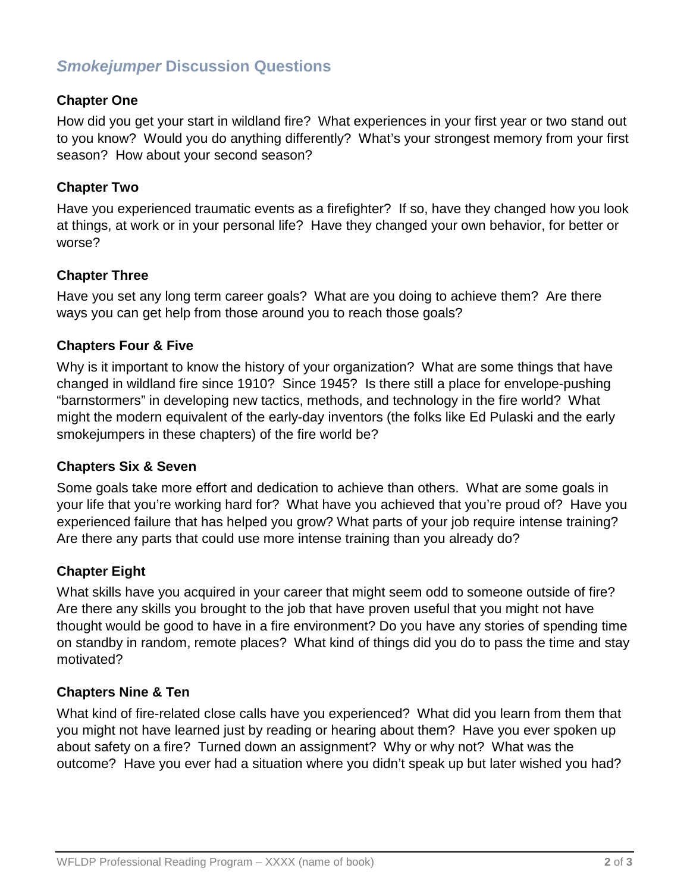## *Smokejumper* Discussion Questions

### Chapter One

How did you get your start in wildland fire? What experiences in your first year or two stand out to you know? Would you do anything differently? What's your strongest memory from your first season? How about your second season?

### Chapter Two

Have you experienced traumatic events as a firefighter? If so, have they changed how you look at things, at work or in your personal life? Have they changed your own behavior, for better or worse?

### Chapter Three

Have you set any long term career goals? What are you doing to achieve them? Are there ways you can get help from those around you to reach those goals?

### Chapters Four & Five

Why is it important to know the history of your organization? What are some things that have changed in wildland fire since 1910? Since 1945? Is there still a place for envelope-pushing "barnstormers" in developing new tactics, methods, and technology in the fire world? What might the modern equivalent of the early-day inventors (the folks like Ed Pulaski and the early smokejumpers in these chapters) of the fire world be?

### Chapters Six & Seven

Some goals take more effort and dedication to achieve than others. What are some goals in your life that you're working hard for? What have you achieved that you're proud of? Have you experienced failure that has helped you grow? What parts of your job require intense training? Are there any parts that could use more intense training than you already do?

### Chapter Eight

What skills have you acquired in your career that might seem odd to someone outside of fire? Are there any skills you brought to the job that have proven useful that you might not have thought would be good to have in a fire environment? Do you have any stories of spending time on standby in random, remote places? What kind of things did you do to pass the time and stay motivated?

### Chapters Nine & Ten

What kind of fire-related close calls have you experienced? What did you learn from them that you might not have learned just by reading or hearing about them? Have you ever spoken up about safety on a fire? Turned down an assignment? Why or why not? What was the outcome? Have you ever had a situation where you didn't speak up but later wished you had?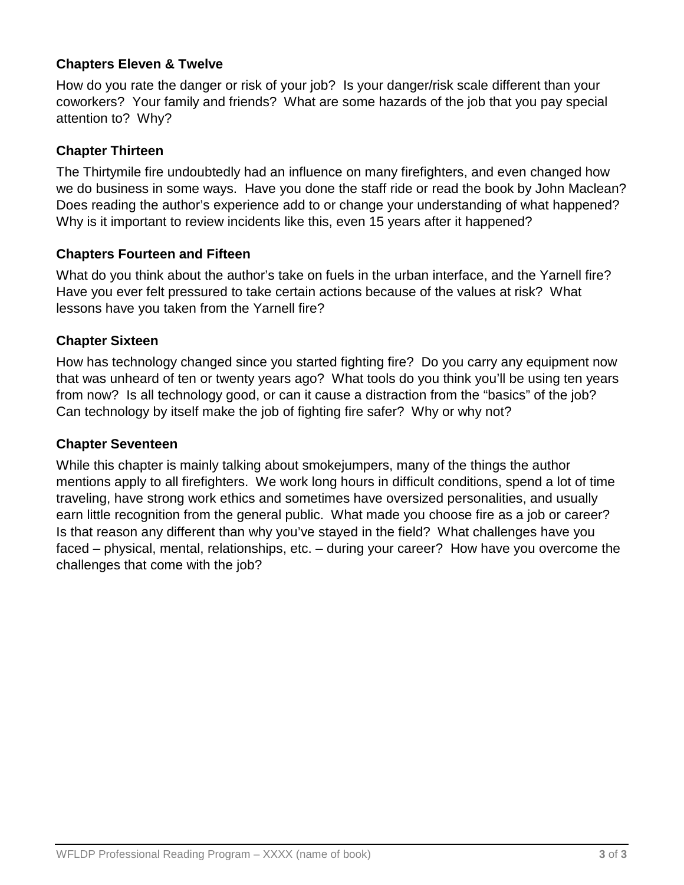### Chapters Eleven & Twelve

How do you rate the danger or risk of your job? Is your danger/risk scale different than your coworkers? Your family and friends? What are some hazards of the job that you pay special attention to? Why?

### Chapter Thirteen

The Thirtymile fire undoubtedly had an influence on many firefighters, and even changed how we do business in some ways. Have you done the staff ride or read the book by John Maclean? Does reading the author's experience add to or change your understanding of what happened? Why is it important to review incidents like this, even 15 years after it happened?

### Chapters Fourteen and Fifteen

What do you think about the author's take on fuels in the urban interface, and the Yarnell fire? Have you ever felt pressured to take certain actions because of the values at risk? What lessons have you taken from the Yarnell fire?

### Chapter Sixteen

How has technology changed since you started fighting fire? Do you carry any equipment now that was unheard of ten or twenty years ago? What tools do you think you'll be using ten years from now? Is all technology good, or can it cause a distraction from the "basics" of the job? Can technology by itself make the job of fighting fire safer? Why or why not?

### Chapter Seventeen

While this chapter is mainly talking about smokejumpers, many of the things the author mentions apply to all firefighters. We work long hours in difficult conditions, spend a lot of time traveling, have strong work ethics and sometimes have oversized personalities, and usually earn little recognition from the general public. What made you choose fire as a job or career? Is that reason any different than why you've stayed in the field? What challenges have you faced – physical, mental, relationships, etc. – during your career? How have you overcome the challenges that come with the job?